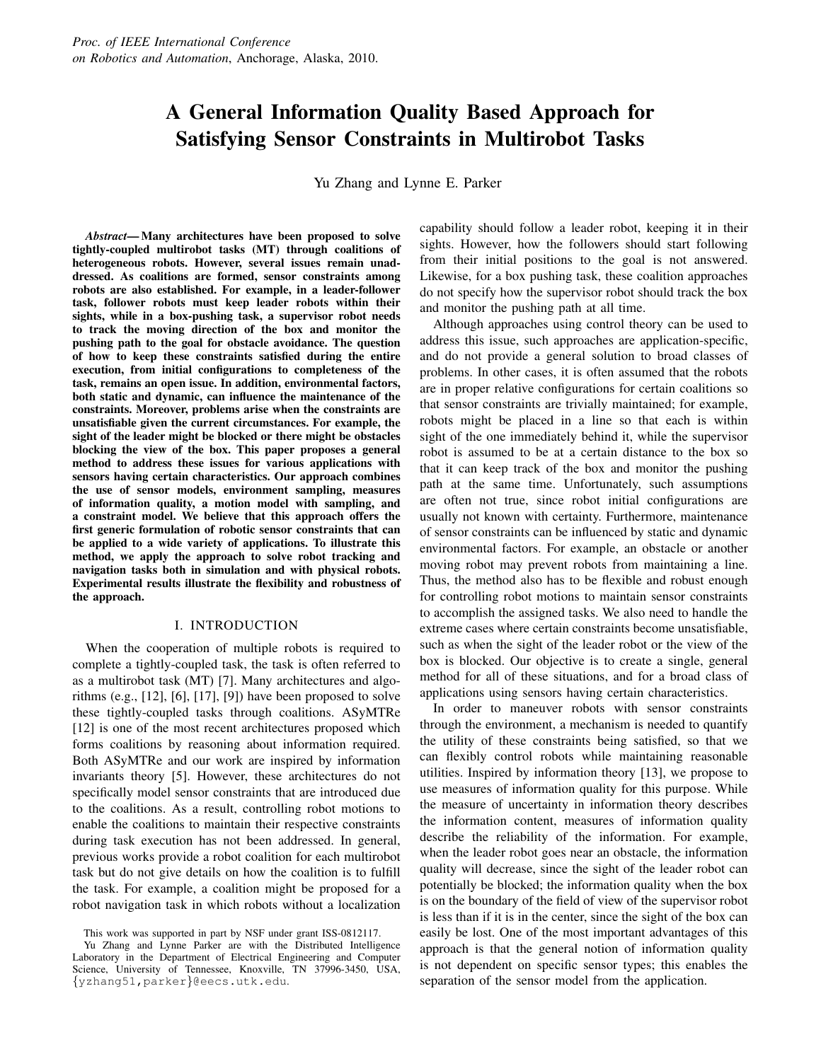Proc. of IEEE International Conference on Robotics and Automation, Anchorage, Alaska, 2010.

# A General Information Quality Based Approach for Satisfying Sensor Constraints in Multirobot Tasks

Yu Zhang and Lynne E. Parker

***Abstract*— Many architectures have been proposed to solve tightly-coupled multirobot tasks (MT) through coalitions of heterogeneous robots. However, several issues remain unaddressed. As coalitions are formed, sensor constraints among robots are also established. For example, in a leader-follower task, follower robots must keep leader robots within their sights, while in a box-pushing task, a supervisor robot needs to track the moving direction of the box and monitor the pushing path to the goal for obstacle avoidance. The question of how to keep these constraints satisfied during the entire execution, from initial configurations to completeness of the task, remains an open issue. In addition, environmental factors, both static and dynamic, can influence the maintenance of the constraints. Moreover, problems arise when the constraints are unsatisfiable given the current circumstances. For example, the sight of the leader might be blocked or there might be obstacles blocking the view of the box. This paper proposes a general method to address these issues for various applications with sensors having certain characteristics. Our approach combines the use of sensor models, environment sampling, measures of information quality, a motion model with sampling, and a constraint model. We believe that this approach offers the first generic formulation of robotic sensor constraints that can be applied to a wide variety of applications. To illustrate this method, we apply the approach to solve robot tracking and navigation tasks both in simulation and with physical robots. Experimental results illustrate the flexibility and robustness of the approach.**

## I. INTRODUCTION

When the cooperation of multiple robots is required to complete a tightly-coupled task, the task is often referred to as a multirobot task (MT) [7]. Many architectures and algorithms (e.g., [12], [6], [17], [9]) have been proposed to solve these tightly-coupled tasks through coalitions. ASyMTRe [12] is one of the most recent architectures proposed which forms coalitions by reasoning about information required. Both ASyMTRe and our work are inspired by information invariants theory [5]. However, these architectures do not specifically model sensor constraints that are introduced due to the coalitions. As a result, controlling robot motions to enable the coalitions to maintain their respective constraints during task execution has not been addressed. In general, previous works provide a robot coalition for each multirobot task but do not give details on how the coalition is to fulfill the task. For example, a coalition might be proposed for a robot navigation task in which robots without a localization capability should follow a leader robot, keeping it in their sights. However, how the followers should start following from their initial positions to the goal is not answered. Likewise, for a box pushing task, these coalition approaches do not specify how the supervisor robot should track the box and monitor the pushing path at all time.

Although approaches using control theory can be used to address this issue, such approaches are application-specific, and do not provide a general solution to broad classes of problems. In other cases, it is often assumed that the robots are in proper relative configurations for certain coalitions so that sensor constraints are trivially maintained; for example, robots might be placed in a line so that each is within sight of the one immediately behind it, while the supervisor robot is assumed to be at a certain distance to the box so that it can keep track of the box and monitor the pushing path at the same time. Unfortunately, such assumptions are often not true, since robot initial configurations are usually not known with certainty. Furthermore, maintenance of sensor constraints can be influenced by static and dynamic environmental factors. For example, an obstacle or another moving robot may prevent robots from maintaining a line. Thus, the method also has to be flexible and robust enough for controlling robot motions to maintain sensor constraints to accomplish the assigned tasks. We also need to handle the extreme cases where certain constraints become unsatisfiable, such as when the sight of the leader robot or the view of the box is blocked. Our objective is to create a single, general method for all of these situations, and for a broad class of applications using sensors having certain characteristics.

In order to maneuver robots with sensor constraints through the environment, a mechanism is needed to quantify the utility of these constraints being satisfied, so that we can flexibly control robots while maintaining reasonable utilities. Inspired by information theory [13], we propose to use measures of information quality for this purpose. While the measure of uncertainty in information theory describes the information content, measures of information quality describe the reliability of the information. For example, when the leader robot goes near an obstacle, the information quality will decrease, since the sight of the leader robot can potentially be blocked; the information quality when the box is on the boundary of the field of view of the supervisor robot is less than if it is in the center, since the sight of the box can easily be lost. One of the most important advantages of this approach is that the general notion of information quality is not dependent on specific sensor types; this enables the separation of the sensor model from the application.

This work was supported in part by NSF under grant ISS-0812117.

Yu Zhang and Lynne Parker are with the Distributed Intelligence Laboratory in the Department of Electrical Engineering and Computer Science, University of Tennessee, Knoxville, TN 37996-3450, USA, {yzhang51,parker}@eecs.utk.edu.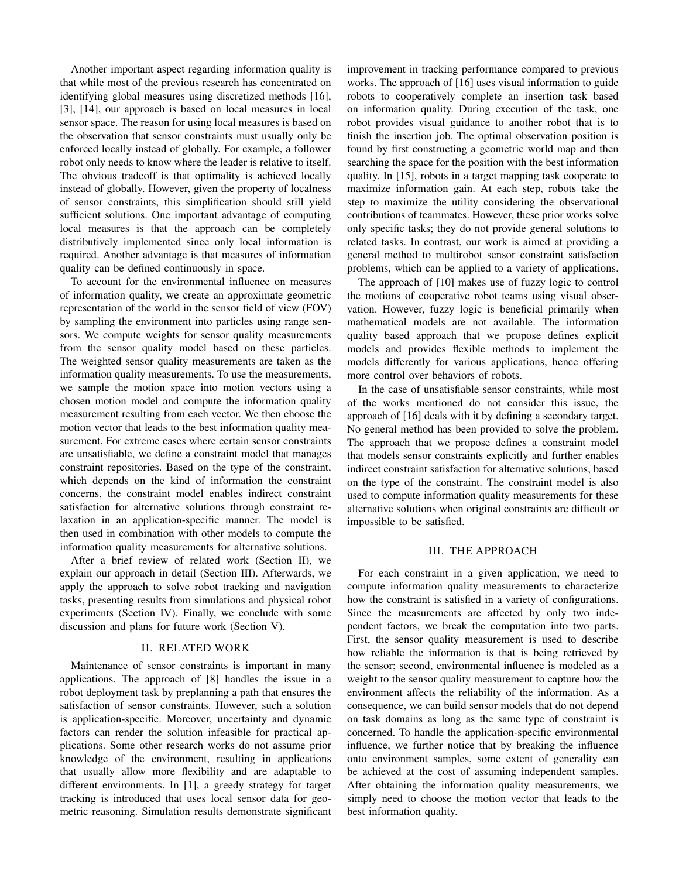Another important aspect regarding information quality is that while most of the previous research has concentrated on identifying global measures using discretized methods [16], [3], [14], our approach is based on local measures in local sensor space. The reason for using local measures is based on the observation that sensor constraints must usually only be enforced locally instead of globally. For example, a follower robot only needs to know where the leader is relative to itself. The obvious tradeoff is that optimality is achieved locally instead of globally. However, given the property of localness of sensor constraints, this simplification should still yield sufficient solutions. One important advantage of computing local measures is that the approach can be completely distributively implemented since only local information is required. Another advantage is that measures of information quality can be defined continuously in space.

To account for the environmental influence on measures of information quality, we create an approximate geometric representation of the world in the sensor field of view (FOV) by sampling the environment into particles using range sensors. We compute weights for sensor quality measurements from the sensor quality model based on these particles. The weighted sensor quality measurements are taken as the information quality measurements. To use the measurements, we sample the motion space into motion vectors using a chosen motion model and compute the information quality measurement resulting from each vector. We then choose the motion vector that leads to the best information quality measurement. For extreme cases where certain sensor constraints are unsatisfiable, we define a constraint model that manages constraint repositories. Based on the type of the constraint, which depends on the kind of information the constraint concerns, the constraint model enables indirect constraint satisfaction for alternative solutions through constraint relaxation in an application-specific manner. The model is then used in combination with other models to compute the information quality measurements for alternative solutions.

After a brief review of related work (Section II), we explain our approach in detail (Section III). Afterwards, we apply the approach to solve robot tracking and navigation tasks, presenting results from simulations and physical robot experiments (Section IV). Finally, we conclude with some discussion and plans for future work (Section V).

## II. RELATED WORK

Maintenance of sensor constraints is important in many applications. The approach of [8] handles the issue in a robot deployment task by preplanning a path that ensures the satisfaction of sensor constraints. However, such a solution is application-specific. Moreover, uncertainty and dynamic factors can render the solution infeasible for practical applications. Some other research works do not assume prior knowledge of the environment, resulting in applications that usually allow more flexibility and are adaptable to different environments. In [1], a greedy strategy for target tracking is introduced that uses local sensor data for geometric reasoning. Simulation results demonstrate significant improvement in tracking performance compared to previous works. The approach of [16] uses visual information to guide robots to cooperatively complete an insertion task based on information quality. During execution of the task, one robot provides visual guidance to another robot that is to finish the insertion job. The optimal observation position is found by first constructing a geometric world map and then searching the space for the position with the best information quality. In [15], robots in a target mapping task cooperate to maximize information gain. At each step, robots take the step to maximize the utility considering the observational contributions of teammates. However, these prior works solve only specific tasks; they do not provide general solutions to related tasks. In contrast, our work is aimed at providing a general method to multirobot sensor constraint satisfaction problems, which can be applied to a variety of applications.

The approach of [10] makes use of fuzzy logic to control the motions of cooperative robot teams using visual observation. However, fuzzy logic is beneficial primarily when mathematical models are not available. The information quality based approach that we propose defines explicit models and provides flexible methods to implement the models differently for various applications, hence offering more control over behaviors of robots.

In the case of unsatisfiable sensor constraints, while most of the works mentioned do not consider this issue, the approach of [16] deals with it by defining a secondary target. No general method has been provided to solve the problem. The approach that we propose defines a constraint model that models sensor constraints explicitly and further enables indirect constraint satisfaction for alternative solutions, based on the type of the constraint. The constraint model is also used to compute information quality measurements for these alternative solutions when original constraints are difficult or impossible to be satisfied.

## III. THE APPROACH

For each constraint in a given application, we need to compute information quality measurements to characterize how the constraint is satisfied in a variety of configurations. Since the measurements are affected by only two independent factors, we break the computation into two parts. First, the sensor quality measurement is used to describe how reliable the information is that is being retrieved by the sensor; second, environmental influence is modeled as a weight to the sensor quality measurement to capture how the environment affects the reliability of the information. As a consequence, we can build sensor models that do not depend on task domains as long as the same type of constraint is concerned. To handle the application-specific environmental influence, we further notice that by breaking the influence onto environment samples, some extent of generality can be achieved at the cost of assuming independent samples. After obtaining the information quality measurements, we simply need to choose the motion vector that leads to the best information quality.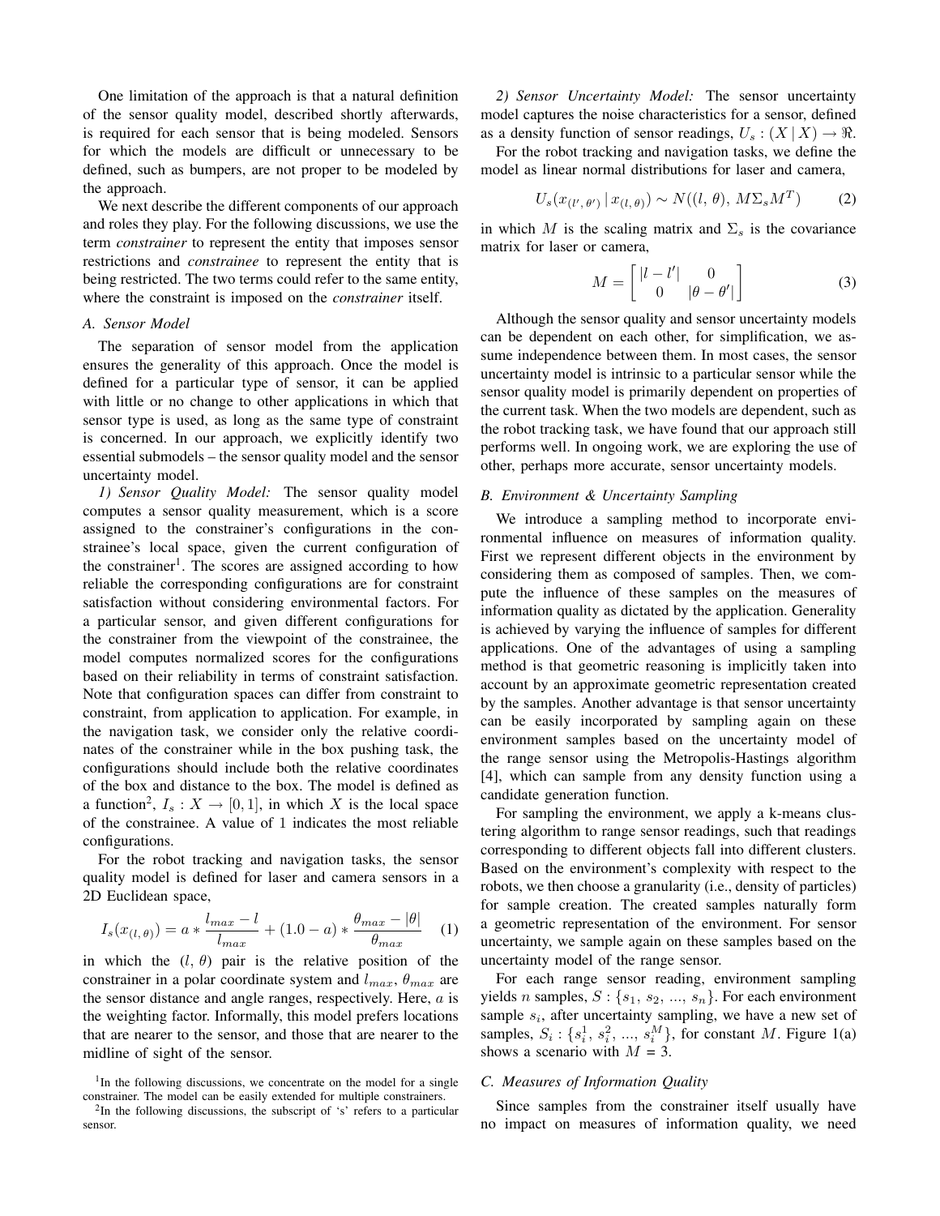One limitation of the approach is that a natural definition of the sensor quality model, described shortly afterwards, is required for each sensor that is being modeled. Sensors for which the models are difficult or unnecessary to be defined, such as bumpers, are not proper to be modeled by the approach.

We next describe the different components of our approach and roles they play. For the following discussions, we use the term *constrainer* to represent the entity that imposes sensor restrictions and *constrainee* to represent the entity that is being restricted. The two terms could refer to the same entity, where the constraint is imposed on the *constrainer* itself.

### *A. Sensor Model*

The separation of sensor model from the application ensures the generality of this approach. Once the model is defined for a particular type of sensor, it can be applied with little or no change to other applications in which that sensor type is used, as long as the same type of constraint is concerned. In our approach, we explicitly identify two essential submodels – the sensor quality model and the sensor uncertainty model.

*1) Sensor Quality Model:* The sensor quality model computes a sensor quality measurement, which is a score assigned to the constrainer's configurations in the constrainee's local space, given the current configuration of the constrainer[1]. The scores are assigned according to how reliable the corresponding configurations are for constraint satisfaction without considering environmental factors. For a particular sensor, and given different configurations for the constrainer from the viewpoint of the constrainee, the model computes normalized scores for the configurations based on their reliability in terms of constraint satisfaction. Note that configuration spaces can differ from constraint to constraint, from application to application. For example, in the navigation task, we consider only the relative coordinates of the constrainer while in the box pushing task, the configurations should include both the relative coordinates of the box and distance to the box. The model is defined as a function[2], $I_s : X \rightarrow [0, 1]$, in which $X$ is the local space of the constrainee. A value of 1 indicates the most reliable configurations.

For the robot tracking and navigation tasks, the sensor quality model is defined for laser and camera sensors in a 2D Euclidean space,

$$I_s(x_{(l,\theta)}) = a * \frac{l_{max} - l}{l_{max}} + (1.0 - a) * \frac{\theta_{max} - |\theta|}{\theta_{max}} \quad (1)$$

in which the $(l, \theta)$ pair is the relative position of the constrainer in a polar coordinate system and $l_{max}$, $\theta_{max}$ are the sensor distance and angle ranges, respectively. Here, $a$ is the weighting factor. Informally, this model prefers locations that are nearer to the sensor, and those that are nearer to the midline of sight of the sensor.

[1]In the following discussions, we concentrate on the model for a single constrainer. The model can be easily extended for multiple constrainers.

[2]In the following discussions, the subscript of 's' refers to a particular sensor.

*2) Sensor Uncertainty Model:* The sensor uncertainty model captures the noise characteristics for a sensor, defined as a density function of sensor readings, $U_s : (X \,|\, X) \rightarrow \Re$.

For the robot tracking and navigation tasks, we define the model as linear normal distributions for laser and camera,

$$U_s(x_{(l',\theta')} \,|\, x_{(l,\theta)}) \sim N((l, \theta), \, M\Sigma_s M^T) \quad (2)$$

in which $M$ is the scaling matrix and $\Sigma_s$ is the covariance matrix for laser or camera,

$$M = \begin{bmatrix} |l - l'| & 0 \\ 0 & |\theta - \theta'| \end{bmatrix} \quad (3)$$

Although the sensor quality and sensor uncertainty models can be dependent on each other, for simplification, we assume independence between them. In most cases, the sensor uncertainty model is intrinsic to a particular sensor while the sensor quality model is primarily dependent on properties of the current task. When the two models are dependent, such as the robot tracking task, we have found that our approach still performs well. In ongoing work, we are exploring the use of other, perhaps more accurate, sensor uncertainty models.

### *B. Environment & Uncertainty Sampling*

We introduce a sampling method to incorporate environmental influence on measures of information quality. First we represent different objects in the environment by considering them as composed of samples. Then, we compute the influence of these samples on the measures of information quality as dictated by the application. Generality is achieved by varying the influence of samples for different applications. One of the advantages of using a sampling method is that geometric reasoning is implicitly taken into account by an approximate geometric representation created by the samples. Another advantage is that sensor uncertainty can be easily incorporated by sampling again on these environment samples based on the uncertainty model of the range sensor using the Metropolis-Hastings algorithm [4], which can sample from any density function using a candidate generation function.

For sampling the environment, we apply a k-means clustering algorithm to range sensor readings, such that readings corresponding to different objects fall into different clusters. Based on the environment's complexity with respect to the robots, we then choose a granularity (i.e., density of particles) for sample creation. The created samples naturally form a geometric representation of the environment. For sensor uncertainty, we sample again on these samples based on the uncertainty model of the range sensor.

For each range sensor reading, environment sampling yields $n$ samples, $S : \{s_1, s_2, ..., s_n\}$. For each environment sample $s_i$, after uncertainty sampling, we have a new set of samples, $S_i : \{s_i^1, s_i^2, ..., s_i^M\}$, for constant $M$. Figure 1(a) shows a scenario with $M$ = 3.

### *C. Measures of Information Quality*

Since samples from the constrainer itself usually have no impact on measures of information quality, we need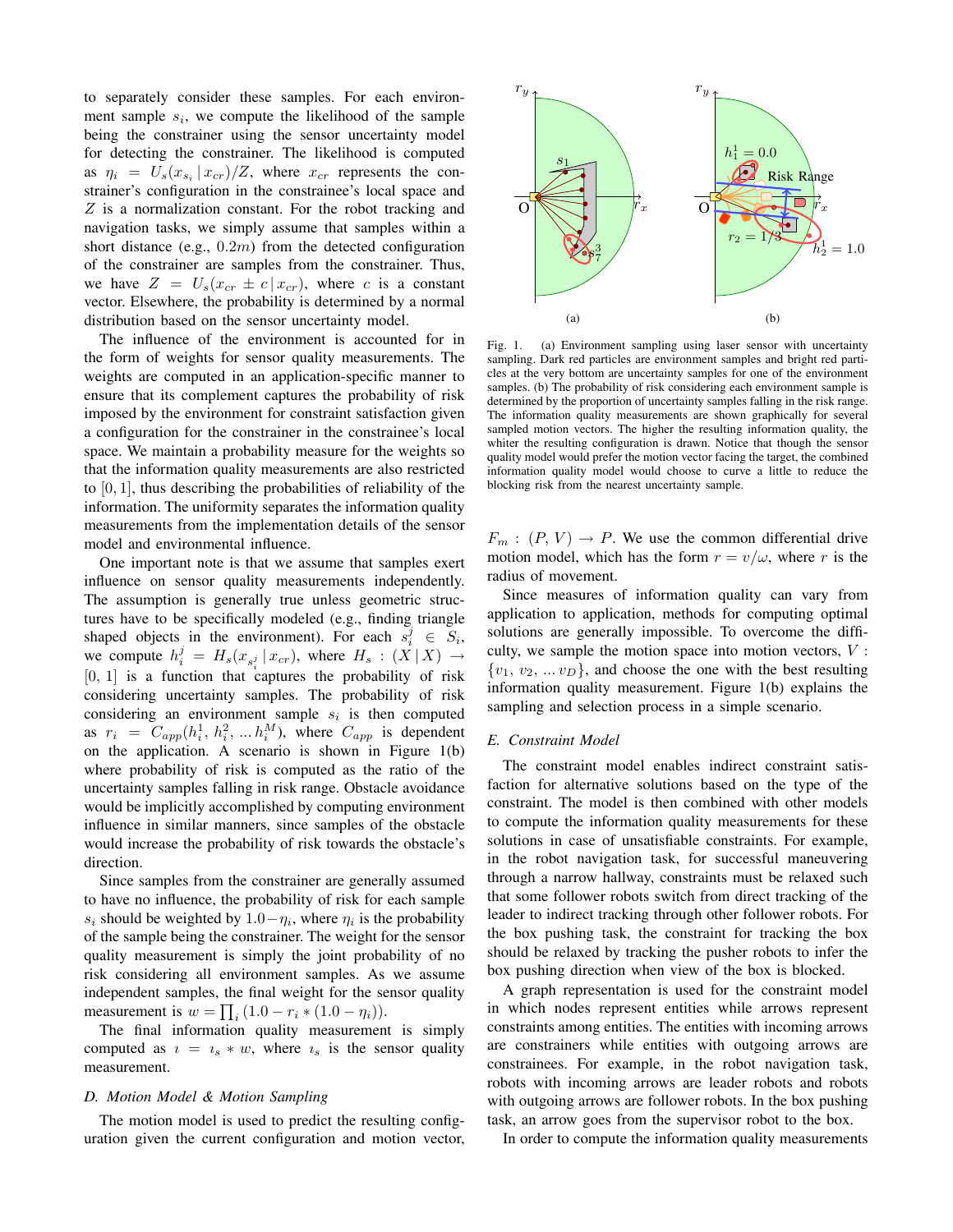to separately consider these samples. For each environment sample $s_i$, we compute the likelihood of the sample being the constrainer using the sensor uncertainty model for detecting the constrainer. The likelihood is computed as $\eta_i = U_s(x_{s_i} \,|\, x_{cr})/Z$, where $x_{cr}$ represents the constrainer's configuration in the constrainee's local space and $Z$ is a normalization constant. For the robot tracking and navigation tasks, we simply assume that samples within a short distance (e.g., $0.2m$) from the detected configuration of the constrainer are samples from the constrainer. Thus, we have $Z = U_s(x_{cr} \pm c \,|\, x_{cr})$, where $c$ is a constant vector. Elsewhere, the probability is determined by a normal distribution based on the sensor uncertainty model.

The influence of the environment is accounted for in the form of weights for sensor quality measurements. The weights are computed in an application-specific manner to ensure that its complement captures the probability of risk imposed by the environment for constraint satisfaction given a configuration for the constrainer in the constrainee's local space. We maintain a probability measure for the weights so that the information quality measurements are also restricted to $[0, 1]$, thus describing the probabilities of reliability of the information. The uniformity separates the information quality measurements from the implementation details of the sensor model and environmental influence.

One important note is that we assume that samples exert influence on sensor quality measurements independently. The assumption is generally true unless geometric structures have to be specifically modeled (e.g., finding triangle shaped objects in the environment). For each $s_i^j \in S_i$, we compute $h_i^j = H_s(x_{s_i^j} \,|\, x_{cr})$, where $H_s : (X \,|\, X) \rightarrow [0, 1]$ is a function that captures the probability of risk considering uncertainty samples. The probability of risk considering an environment sample $s_i$ is then computed as $r_i = C_{app}(h_i^1, h_i^2, \ldots h_i^M)$, where $C_{app}$ is dependent on the application. A scenario is shown in Figure 1(b) where probability of risk is computed as the ratio of the uncertainty samples falling in risk range. Obstacle avoidance would be implicitly accomplished by computing environment influence in similar manners, since samples of the obstacle would increase the probability of risk towards the obstacle's direction.

Since samples from the constrainer are generally assumed to have no influence, the probability of risk for each sample $s_i$ should be weighted by $1.0 - \eta_i$, where $\eta_i$ is the probability of the sample being the constrainer. The weight for the sensor quality measurement is simply the joint probability of no risk considering all environment samples. As we assume independent samples, the final weight for the sensor quality measurement is $w = \prod_i (1.0 - r_i * (1.0 - \eta_i))$.

The final information quality measurement is simply computed as $\imath = \imath_s * w$, where $\imath_s$ is the sensor quality measurement.

### D. Motion Model & Motion Sampling

The motion model is used to predict the resulting configuration given the current configuration and motion vector, $F_m : (P, V) \rightarrow P$. We use the common differential drive motion model, which has the form $r = v/\omega$, where $r$ is the radius of movement.

Since measures of information quality can vary from application to application, methods for computing optimal solutions are generally impossible. To overcome the difficulty, we sample the motion space into motion vectors, $V : \{v_1, v_2, \ldots v_D\}$, and choose the one with the best resulting information quality measurement. Figure 1(b) explains the sampling and selection process in a simple scenario.

$r_y$
$s_1$
O
$r_x$
$s_7^3$
(a)

$r_y$
$h_1^1 = 0.0$
Risk Range
O
$r_x$
$r_2 = 1/3$
$h_2^1 = 1.0$
(b)

Fig. 1. (a) Environment sampling using laser sensor with uncertainty sampling. Dark red particles are environment samples and bright red particles at the very bottom are uncertainty samples for one of the environment samples. (b) The probability of risk considering each environment sample is determined by the proportion of uncertainty samples falling in the risk range. The information quality measurements are shown graphically for several sampled motion vectors. The higher the resulting information quality, the whiter the resulting configuration is drawn. Notice that though the sensor quality model would prefer the motion vector facing the target, the combined information quality model would choose to curve a little to reduce the blocking risk from the nearest uncertainty sample.

### E. Constraint Model

The constraint model enables indirect constraint satisfaction for alternative solutions based on the type of the constraint. The model is then combined with other models to compute the information quality measurements for these solutions in case of unsatisfiable constraints. For example, in the robot navigation task, for successful maneuvering through a narrow hallway, constraints must be relaxed such that some follower robots switch from direct tracking of the leader to indirect tracking through other follower robots. For the box pushing task, the constraint for tracking the box should be relaxed by tracking the pusher robots to infer the box pushing direction when view of the box is blocked.

A graph representation is used for the constraint model in which nodes represent entities while arrows represent constraints among entities. The entities with incoming arrows are constrainers while entities with outgoing arrows are constrainees. For example, in the robot navigation task, robots with incoming arrows are leader robots and robots with outgoing arrows are follower robots. In the box pushing task, an arrow goes from the supervisor robot to the box.

In order to compute the information quality measurements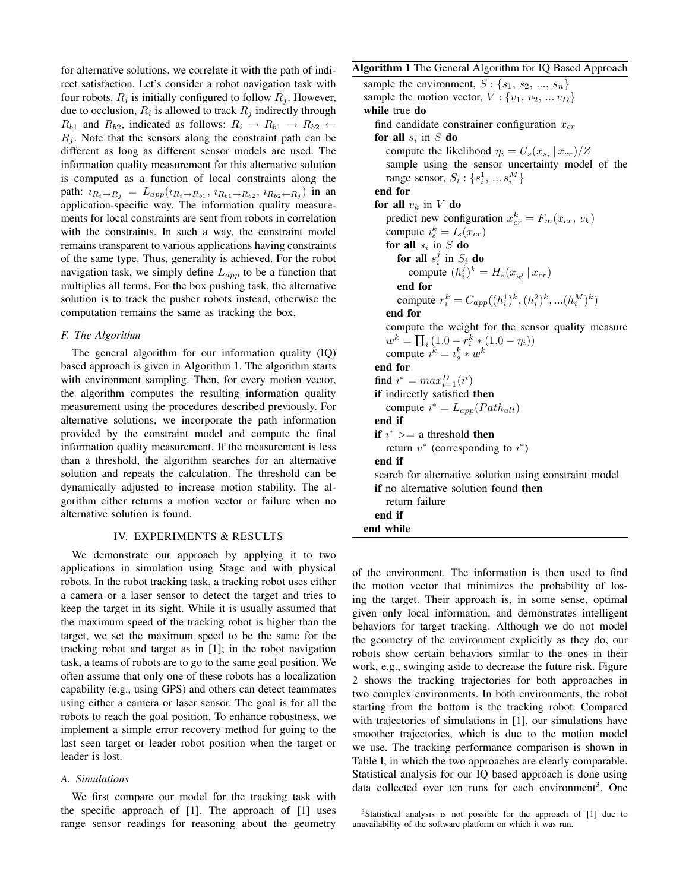for alternative solutions, we correlate it with the path of indirect satisfaction. Let's consider a robot navigation task with four robots. $R_i$ is initially configured to follow $R_j$. However, due to occlusion, $R_i$ is allowed to track $R_j$ indirectly through $R_{b1}$ and $R_{b2}$, indicated as follows: $R_i \rightarrow R_{b1} \rightarrow R_{b2} \leftarrow R_j$. Note that the sensors along the constraint path can be different as long as different sensor models are used. The information quality measurement for this alternative solution is computed as a function of local constraints along the path: $\imath_{R_i \rightarrow R_j} = L_{app}(\imath_{R_i \rightarrow R_{b1}}, \imath_{R_{b1} \rightarrow R_{b2}}, \imath_{R_{b2} \leftarrow R_j})$ in an application-specific way. The information quality measurements for local constraints are sent from robots in correlation with the constraints. In such a way, the constraint model remains transparent to various applications having constraints of the same type. Thus, generality is achieved. For the robot navigation task, we simply define $L_{app}$ to be a function that multiplies all terms. For the box pushing task, the alternative solution is to track the pusher robots instead, otherwise the computation remains the same as tracking the box.

### F. The Algorithm

The general algorithm for our information quality (IQ) based approach is given in Algorithm 1. The algorithm starts with environment sampling. Then, for every motion vector, the algorithm computes the resulting information quality measurement using the procedures described previously. For alternative solutions, we incorporate the path information provided by the constraint model and compute the final information quality measurement. If the measurement is less than a threshold, the algorithm searches for an alternative solution and repeats the calculation. The threshold can be dynamically adjusted to increase motion stability. The algorithm either returns a motion vector or failure when no alternative solution is found.

**Algorithm 1** The General Algorithm for IQ Based Approach

```
sample the environment, S : {s_1, s_2, ..., s_n}
sample the motion vector, V : {v_1, v_2, ... v_D}
while true do
  find candidate constrainer configuration x_cr
  for all s_i in S do
    compute the likelihood η_i = U_s(x_{s_i} | x_cr)/Z
    sample using the sensor uncertainty model of the
    range sensor, S_i : {s_i^1, ... s_i^M}
  end for
  for all v_k in V do
    predict new configuration x_cr^k = F_m(x_cr, v_k)
    compute ı_s^k = I_s(x_cr)
    for all s_i in S do
      for all s_i^j in S_i do
        compute (h_i^j)^k = H_s(x_{s_i^j} | x_cr)
      end for
      compute r_i^k = C_app((h_i^1)^k, (h_i^2)^k, ...(h_i^M)^k)
    end for
    compute the weight for the sensor quality measure
    w^k = ∏_i (1.0 − r_i^k * (1.0 − η_i))
    compute ı^k = ı_s^k * w^k
  end for
  find ı* = max_{i=1}^D (ı^i)
  if indirectly satisfied then
    compute ı* = L_app(Path_alt)
  end if
  if ı* >= a threshold then
    return v* (corresponding to ı*)
  end if
  search for alternative solution using constraint model
  if no alternative solution found then
    return failure
  end if
end while
```

## IV. EXPERIMENTS & RESULTS

We demonstrate our approach by applying it to two applications in simulation using Stage and with physical robots. In the robot tracking task, a tracking robot uses either a camera or a laser sensor to detect the target and tries to keep the target in its sight. While it is usually assumed that the maximum speed of the tracking robot is higher than the target, we set the maximum speed to be the same for the tracking robot and target as in [1]; in the robot navigation task, a teams of robots are to go to the same goal position. We often assume that only one of these robots has a localization capability (e.g., using GPS) and others can detect teammates using either a camera or laser sensor. The goal is for all the robots to reach the goal position. To enhance robustness, we implement a simple error recovery method for going to the last seen target or leader robot position when the target or leader is lost.

### A. Simulations

We first compare our model for the tracking task with the specific approach of [1]. The approach of [1] uses range sensor readings for reasoning about the geometry of the environment. The information is then used to find the motion vector that minimizes the probability of losing the target. Their approach is, in some sense, optimal given only local information, and demonstrates intelligent behaviors for target tracking. Although we do not model the geometry of the environment explicitly as they do, our robots show certain behaviors similar to the ones in their work, e.g., swinging aside to decrease the future risk. Figure 2 shows the tracking trajectories for both approaches in two complex environments. In both environments, the robot starting from the bottom is the tracking robot. Compared with trajectories of simulations in [1], our simulations have smoother trajectories, which is due to the motion model we use. The tracking performance comparison is shown in Table I, in which the two approaches are clearly comparable. Statistical analysis for our IQ based approach is done using data collected over ten runs for each environment[3]. One

[3]Statistical analysis is not possible for the approach of [1] due to unavailability of the software platform on which it was run.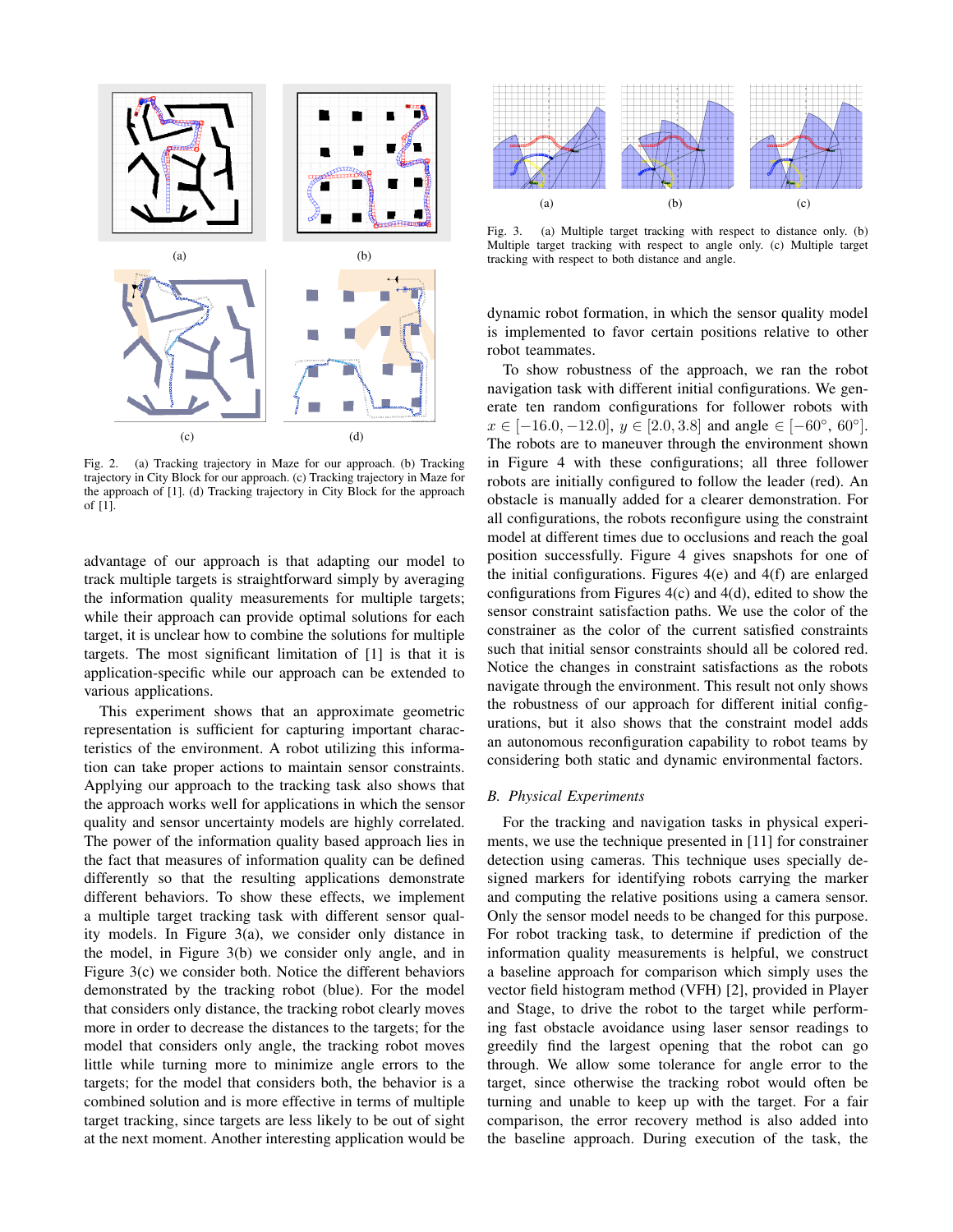Fig. 2. (a) Tracking trajectory in Maze for our approach. (b) Tracking trajectory in City Block for our approach. (c) Tracking trajectory in Maze for the approach of [1]. (d) Tracking trajectory in City Block for the approach of [1].

advantage of our approach is that adapting our model to track multiple targets is straightforward simply by averaging the information quality measurements for multiple targets; while their approach can provide optimal solutions for each target, it is unclear how to combine the solutions for multiple targets. The most significant limitation of [1] is that it is application-specific while our approach can be extended to various applications.

This experiment shows that an approximate geometric representation is sufficient for capturing important characteristics of the environment. A robot utilizing this information can take proper actions to maintain sensor constraints. Applying our approach to the tracking task also shows that the approach works well for applications in which the sensor quality and sensor uncertainty models are highly correlated. The power of the information quality based approach lies in the fact that measures of information quality can be defined differently so that the resulting applications demonstrate different behaviors. To show these effects, we implement a multiple target tracking task with different sensor quality models. In Figure 3(a), we consider only distance in the model, in Figure 3(b) we consider only angle, and in Figure 3(c) we consider both. Notice the different behaviors demonstrated by the tracking robot (blue). For the model that considers only distance, the tracking robot clearly moves more in order to decrease the distances to the targets; for the model that considers only angle, the tracking robot moves little while turning more to minimize angle errors to the targets; for the model that considers both, the behavior is a combined solution and is more effective in terms of multiple target tracking, since targets are less likely to be out of sight at the next moment. Another interesting application would be

Fig. 3. (a) Multiple target tracking with respect to distance only. (b) Multiple target tracking with respect to angle only. (c) Multiple target tracking with respect to both distance and angle.

dynamic robot formation, in which the sensor quality model is implemented to favor certain positions relative to other robot teammates.

To show robustness of the approach, we ran the robot navigation task with different initial configurations. We generate ten random configurations for follower robots with $x \in [-16.0, -12.0]$, $y \in [2.0, 3.8]$ and angle $\in [-60°, 60°]$. The robots are to maneuver through the environment shown in Figure 4 with these configurations; all three follower robots are initially configured to follow the leader (red). An obstacle is manually added for a clearer demonstration. For all configurations, the robots reconfigure using the constraint model at different times due to occlusions and reach the goal position successfully. Figure 4 gives snapshots for one of the initial configurations. Figures 4(e) and 4(f) are enlarged configurations from Figures 4(c) and 4(d), edited to show the sensor constraint satisfaction paths. We use the color of the constrainer as the color of the current satisfied constraints such that initial sensor constraints should all be colored red. Notice the changes in constraint satisfactions as the robots navigate through the environment. This result not only shows the robustness of our approach for different initial configurations, but it also shows that the constraint model adds an autonomous reconfiguration capability to robot teams by considering both static and dynamic environmental factors.

### *B. Physical Experiments*

For the tracking and navigation tasks in physical experiments, we use the technique presented in [11] for constrainer detection using cameras. This technique uses specially designed markers for identifying robots carrying the marker and computing the relative positions using a camera sensor. Only the sensor model needs to be changed for this purpose. For robot tracking task, to determine if prediction of the information quality measurements is helpful, we construct a baseline approach for comparison which simply uses the vector field histogram method (VFH) [2], provided in Player and Stage, to drive the robot to the target while performing fast obstacle avoidance using laser sensor readings to greedily find the largest opening that the robot can go through. We allow some tolerance for angle error to the target, since otherwise the tracking robot would often be turning and unable to keep up with the target. For a fair comparison, the error recovery method is also added into the baseline approach. During execution of the task, the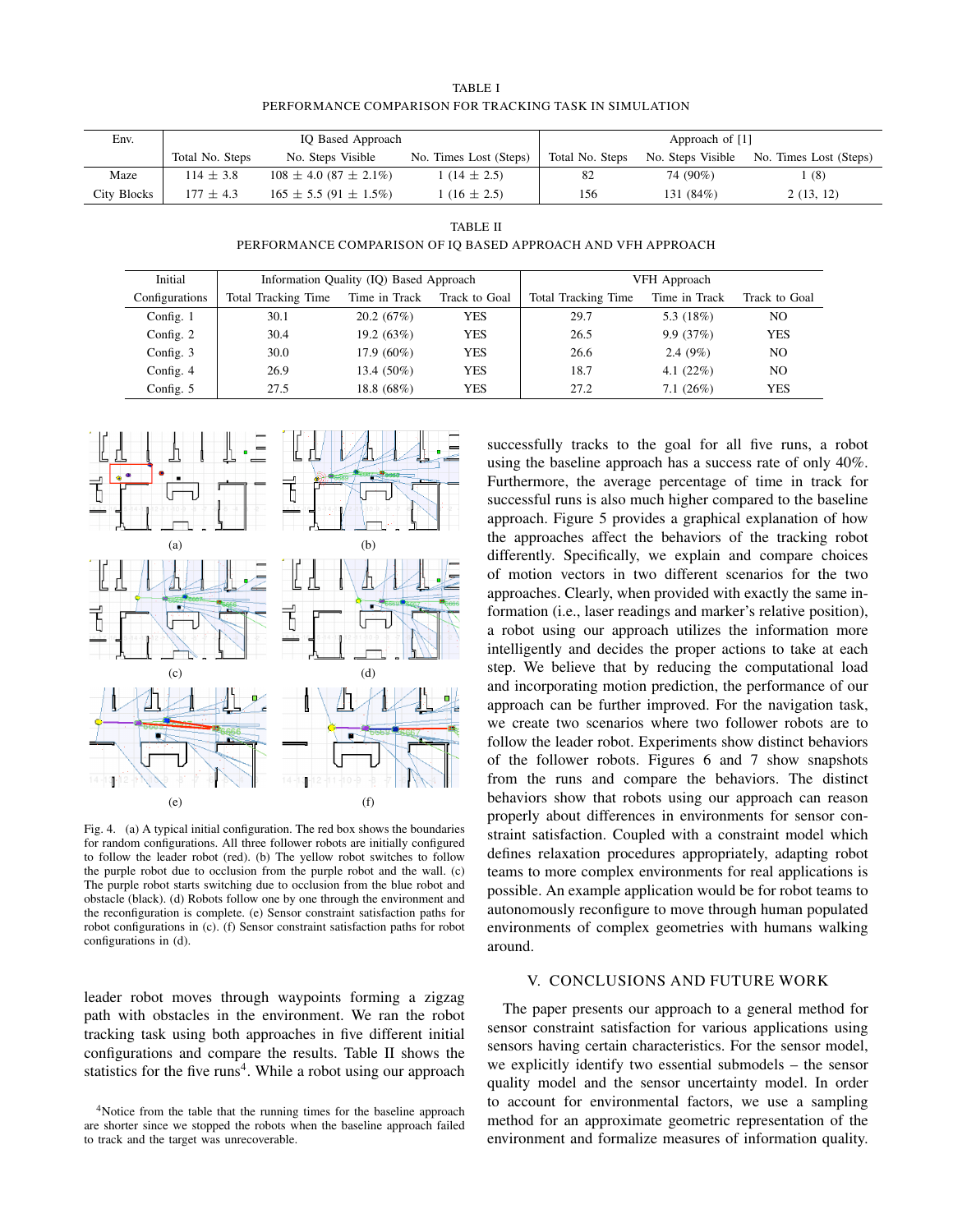TABLE I
PERFORMANCE COMPARISON FOR TRACKING TASK IN SIMULATION

| Env. | IQ Based Approach | | | Approach of [1] | | |
|---|---|---|---|---|---|---|
| | Total No. Steps | No. Steps Visible | No. Times Lost (Steps) | Total No. Steps | No. Steps Visible | No. Times Lost (Steps) |
| Maze | $114 \pm 3.8$ | $108 \pm 4.0$ ($87 \pm 2.1\%$) | 1 ($14 \pm 2.5$) | 82 | 74 (90%) | 1 (8) |
| City Blocks | $177 \pm 4.3$ | $165 \pm 5.5$ ($91 \pm 1.5\%$) | 1 ($16 \pm 2.5$) | 156 | 131 (84%) | 2 (13, 12) |

TABLE II
PERFORMANCE COMPARISON OF IQ BASED APPROACH AND VFH APPROACH

| Initial | Information Quality (IQ) Based Approach | | | VFH Approach | | |
|---|---|---|---|---|---|---|
| Configurations | Total Tracking Time | Time in Track | Track to Goal | Total Tracking Time | Time in Track | Track to Goal |
| Config. 1 | 30.1 | 20.2 (67%) | YES | 29.7 | 5.3 (18%) | NO |
| Config. 2 | 30.4 | 19.2 (63%) | YES | 26.5 | 9.9 (37%) | YES |
| Config. 3 | 30.0 | 17.9 (60%) | YES | 26.6 | 2.4 (9%) | NO |
| Config. 4 | 26.9 | 13.4 (50%) | YES | 18.7 | 4.1 (22%) | NO |
| Config. 5 | 27.5 | 18.8 (68%) | YES | 27.2 | 7.1 (26%) | YES |

(a) (b) (c) (d) (e) (f)

Fig. 4. (a) A typical initial configuration. The red box shows the boundaries for random configurations. All three follower robots are initially configured to follow the leader robot (red). (b) The yellow robot switches to follow the purple robot due to occlusion from the purple robot and the wall. (c) The purple robot starts switching due to occlusion from the blue robot and obstacle (black). (d) Robots follow one by one through the environment and the reconfiguration is complete. (e) Sensor constraint satisfaction paths for robot configurations in (c). (f) Sensor constraint satisfaction paths for robot configurations in (d).

leader robot moves through waypoints forming a zigzag path with obstacles in the environment. We ran the robot tracking task using both approaches in five different initial configurations and compare the results. Table II shows the statistics for the five runs[4]. While a robot using our approach successfully tracks to the goal for all five runs, a robot using the baseline approach has a success rate of only 40%. Furthermore, the average percentage of time in track for successful runs is also much higher compared to the baseline approach. Figure 5 provides a graphical explanation of how the approaches affect the behaviors of the tracking robot differently. Specifically, we explain and compare choices of motion vectors in two different scenarios for the two approaches. Clearly, when provided with exactly the same information (i.e., laser readings and marker's relative position), a robot using our approach utilizes the information more intelligently and decides the proper actions to take at each step. We believe that by reducing the computational load and incorporating motion prediction, the performance of our approach can be further improved. For the navigation task, we create two scenarios where two follower robots are to follow the leader robot. Experiments show distinct behaviors of the follower robots. Figures 6 and 7 show snapshots from the runs and compare the behaviors. The distinct behaviors show that robots using our approach can reason properly about differences in environments for sensor constraint satisfaction. Coupled with a constraint model which defines relaxation procedures appropriately, adapting robot teams to more complex environments for real applications is possible. An example application would be for robot teams to autonomously reconfigure to move through human populated environments of complex geometries with humans walking around.

## V. CONCLUSIONS AND FUTURE WORK

The paper presents our approach to a general method for sensor constraint satisfaction for various applications using sensors having certain characteristics. For the sensor model, we explicitly identify two essential submodels – the sensor quality model and the sensor uncertainty model. In order to account for environmental factors, we use a sampling method for an approximate geometric representation of the environment and formalize measures of information quality.

[4] Notice from the table that the running times for the baseline approach are shorter since we stopped the robots when the baseline approach failed to track and the target was unrecoverable.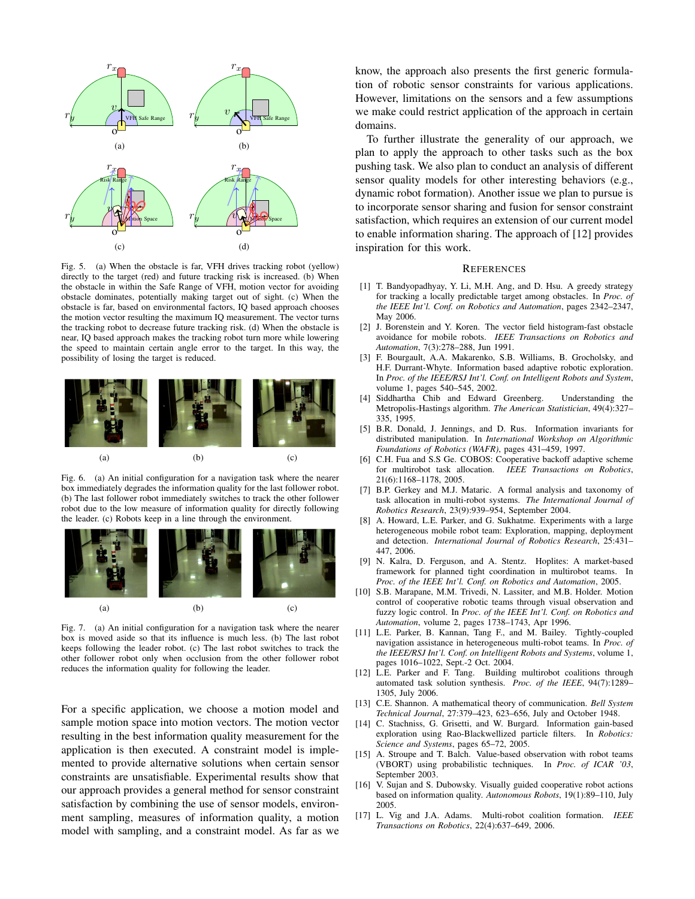Fig. 5. (a) When the obstacle is far, VFH drives tracking robot (yellow) directly to the target (red) and future tracking risk is increased. (b) When the obstacle in within the Safe Range of VFH, motion vector for avoiding obstacle dominates, potentially making target out of sight. (c) When the obstacle is far, based on environmental factors, IQ based approach chooses the motion vector resulting the maximum IQ measurement. The vector turns the tracking robot to decrease future tracking risk. (d) When the obstacle is near, IQ based approach makes the tracking robot turn more while lowering the speed to maintain certain angle error to the target. In this way, the possibility of losing the target is reduced.

Fig. 6. (a) An initial configuration for a navigation task where the nearer box immediately degrades the information quality for the last follower robot. (b) The last follower robot immediately switches to track the other follower robot due to the low measure of information quality for directly following the leader. (c) Robots keep in a line through the environment.

Fig. 7. (a) An initial configuration for a navigation task where the nearer box is moved aside so that its influence is much less. (b) The last robot keeps following the leader robot. (c) The last robot switches to track the other follower robot only when occlusion from the other follower robot reduces the information quality for following the leader.

For a specific application, we choose a motion model and sample motion space into motion vectors. The motion vector resulting in the best information quality measurement for the application is then executed. A constraint model is implemented to provide alternative solutions when certain sensor constraints are unsatisfiable. Experimental results show that our approach provides a general method for sensor constraint satisfaction by combining the use of sensor models, environment sampling, measures of information quality, a motion model with sampling, and a constraint model. As far as we know, the approach also presents the first generic formulation of robotic sensor constraints for various applications. However, limitations on the sensors and a few assumptions we make could restrict application of the approach in certain domains.

To further illustrate the generality of our approach, we plan to apply the approach to other tasks such as the box pushing task. We also plan to conduct an analysis of different sensor quality models for other interesting behaviors (e.g., dynamic robot formation). Another issue we plan to pursue is to incorporate sensor sharing and fusion for sensor constraint satisfaction, which requires an extension of our current model to enable information sharing. The approach of [12] provides inspiration for this work.

## REFERENCES

[1] T. Bandyopadhyay, Y. Li, M.H. Ang, and D. Hsu. A greedy strategy for tracking a locally predictable target among obstacles. In *Proc. of the IEEE Int'l. Conf. on Robotics and Automation*, pages 2342–2347, May 2006.

[2] J. Borenstein and Y. Koren. The vector field histogram-fast obstacle avoidance for mobile robots. *IEEE Transactions on Robotics and Automation*, 7(3):278–288, Jun 1991.

[3] F. Bourgault, A.A. Makarenko, S.B. Williams, B. Grocholsky, and H.F. Durrant-Whyte. Information based adaptive robotic exploration. In *Proc. of the IEEE/RSJ Int'l. Conf. on Intelligent Robots and System*, volume 1, pages 540–545, 2002.

[4] Siddhartha Chib and Edward Greenberg. Understanding the Metropolis-Hastings algorithm. *The American Statistician*, 49(4):327–335, 1995.

[5] B.R. Donald, J. Jennings, and D. Rus. Information invariants for distributed manipulation. In *International Workshop on Algorithmic Foundations of Robotics (WAFR)*, pages 431–459, 1997.

[6] C.H. Fua and S.S Ge. COBOS: Cooperative backoff adaptive scheme for multirobot task allocation. *IEEE Transactions on Robotics*, 21(6):1168–1178, 2005.

[7] B.P. Gerkey and M.J. Mataric. A formal analysis and taxonomy of task allocation in multi-robot systems. *The International Journal of Robotics Research*, 23(9):939–954, September 2004.

[8] A. Howard, L.E. Parker, and G. Sukhatme. Experiments with a large heterogeneous mobile robot team: Exploration, mapping, deployment and detection. *International Journal of Robotics Research*, 25:431–447, 2006.

[9] N. Kalra, D. Ferguson, and A. Stentz. Hoplites: A market-based framework for planned tight coordination in multirobot teams. In *Proc. of the IEEE Int'l. Conf. on Robotics and Automation*, 2005.

[10] S.B. Marapane, M.M. Trivedi, N. Lassiter, and M.B. Holder. Motion control of cooperative robotic teams through visual observation and fuzzy logic control. In *Proc. of the IEEE Int'l. Conf. on Robotics and Automation*, volume 2, pages 1738–1743, Apr 1996.

[11] L.E. Parker, B. Kannan, Tang F., and M. Bailey. Tightly-coupled navigation assistance in heterogeneous multi-robot teams. In *Proc. of the IEEE/RSJ Int'l. Conf. on Intelligent Robots and Systems*, volume 1, pages 1016–1022, Sept.-2 Oct. 2004.

[12] L.E. Parker and F. Tang. Building multirobot coalitions through automated task solution synthesis. *Proc. of the IEEE*, 94(7):1289–1305, July 2006.

[13] C.E. Shannon. A mathematical theory of communication. *Bell System Technical Journal*, 27:379–423, 623–656, July and October 1948.

[14] C. Stachniss, G. Grisetti, and W. Burgard. Information gain-based exploration using Rao-Blackwellized particle filters. In *Robotics: Science and Systems*, pages 65–72, 2005.

[15] A. Stroupe and T. Balch. Value-based observation with robot teams (VBORT) using probabilistic techniques. In *Proc. of ICAR '03*, September 2003.

[16] V. Sujan and S. Dubowsky. Visually guided cooperative robot actions based on information quality. *Autonomous Robots*, 19(1):89–110, July 2005.

[17] L. Vig and J.A. Adams. Multi-robot coalition formation. *IEEE Transactions on Robotics*, 22(4):637–649, 2006.